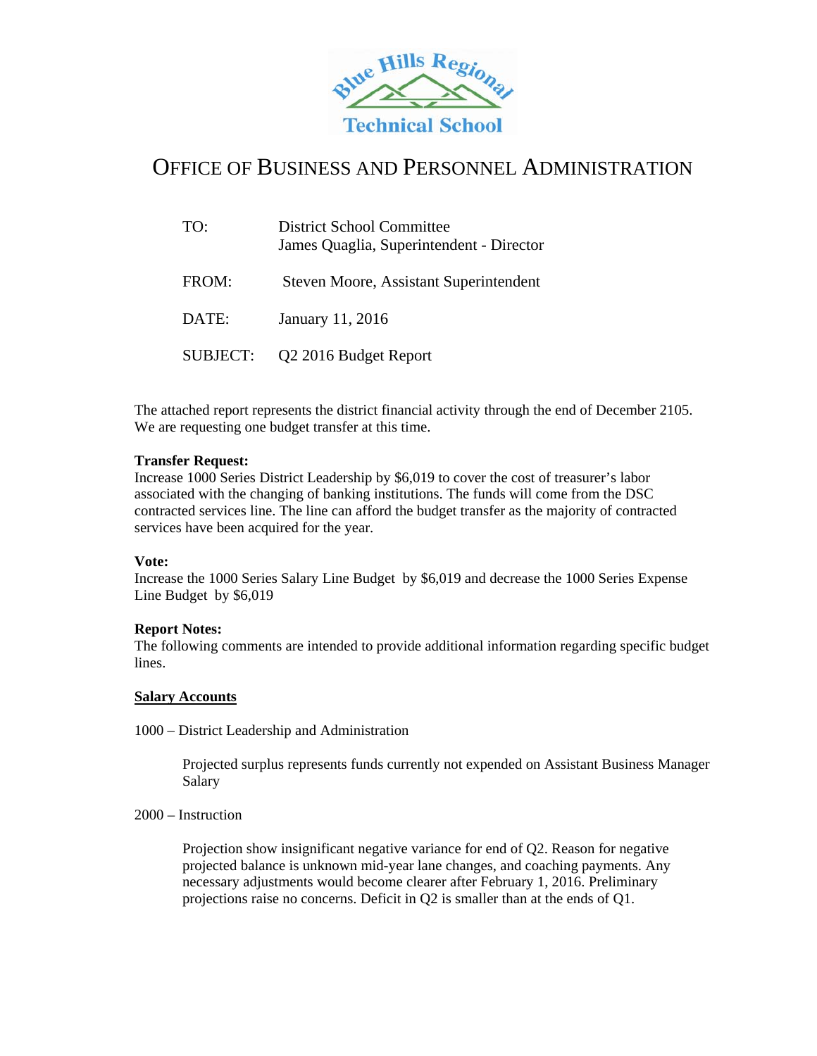Blue Hills Regional Technical School

# OFFICE OF BUSINESS AND PERSONNEL ADMINISTRATION

| | |
|---|---|
| TO: | District School Committee<br>James Quaglia, Superintendent - Director |
| FROM: | Steven Moore, Assistant Superintendent |
| DATE: | January 11, 2016 |
| SUBJECT: | Q2 2016 Budget Report |

The attached report represents the district financial activity through the end of December 2105. We are requesting one budget transfer at this time.

**Transfer Request:**
Increase 1000 Series District Leadership by $6,019 to cover the cost of treasurer's labor associated with the changing of banking institutions. The funds will come from the DSC contracted services line. The line can afford the budget transfer as the majority of contracted services have been acquired for the year.

**Vote:**
Increase the 1000 Series Salary Line Budget by $6,019 and decrease the 1000 Series Expense Line Budget by $6,019

**Report Notes:**
The following comments are intended to provide additional information regarding specific budget lines.

**<u>Salary Accounts</u>**

1000 – District Leadership and Administration

> Projected surplus represents funds currently not expended on Assistant Business Manager Salary

2000 – Instruction

> Projection show insignificant negative variance for end of Q2. Reason for negative projected balance is unknown mid-year lane changes, and coaching payments. Any necessary adjustments would become clearer after February 1, 2016. Preliminary projections raise no concerns. Deficit in Q2 is smaller than at the ends of Q1.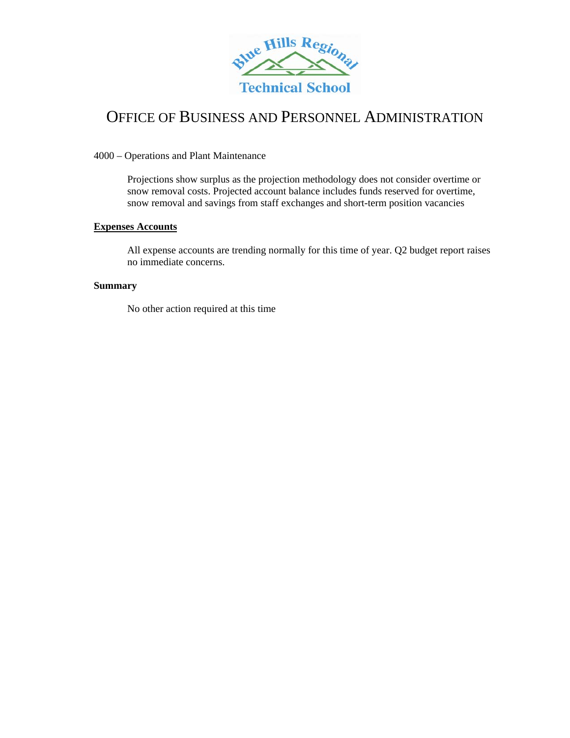# OFFICE OF BUSINESS AND PERSONNEL ADMINISTRATION

4000 – Operations and Plant Maintenance

Projections show surplus as the projection methodology does not consider overtime or snow removal costs. Projected account balance includes funds reserved for overtime, snow removal and savings from staff exchanges and short-term position vacancies

**Expenses Accounts**

All expense accounts are trending normally for this time of year. Q2 budget report raises no immediate concerns.

**Summary**

No other action required at this time